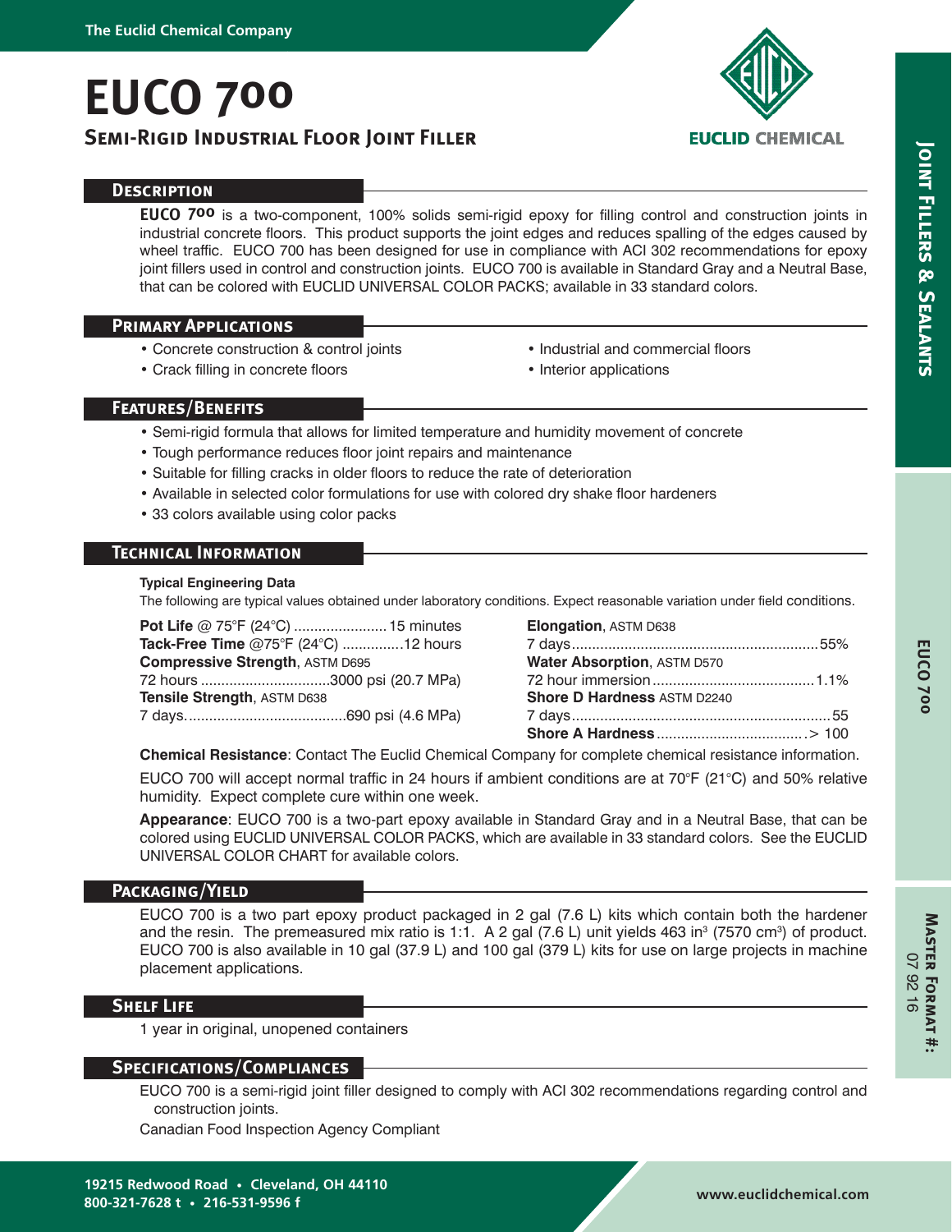The Euclid Chemical Company

# EUCO 700

## Semi-Rigid Industrial Floor Joint Filler

### Description

**EUCO 700** is a two-component, 100% solids semi-rigid epoxy for filling control and construction joints in industrial concrete floors. This product supports the joint edges and reduces spalling of the edges caused by wheel traffic. EUCO 700 has been designed for use in compliance with ACI 302 recommendations for epoxy joint fillers used in control and construction joints. EUCO 700 is available in Standard Gray and a Neutral Base, that can be colored with EUCLID UNIVERSAL COLOR PACKS; available in 33 standard colors.

### Primary Applications

- Concrete construction & control joints
- Crack filling in concrete floors
- Industrial and commercial floors
- Interior applications

### Features/Benefits

- Semi-rigid formula that allows for limited temperature and humidity movement of concrete
- Tough performance reduces floor joint repairs and maintenance
- Suitable for filling cracks in older floors to reduce the rate of deterioration
- Available in selected color formulations for use with colored dry shake floor hardeners
- 33 colors available using color packs

### Technical Information

**Typical Engineering Data**

The following are typical values obtained under laboratory conditions. Expect reasonable variation under field conditions.

**Pot Life** @ 75°F (24°C) ....................... 15 minutes
**Tack-Free Time** @75°F (24°C) ...............12 hours
**Compressive Strength**, ASTM D695
72 hours ................................3000 psi (20.7 MPa)
**Tensile Strength**, ASTM D638
7 days.......................................690 psi (4.6 MPa)

**Elongation**, ASTM D638
7 days.............................................................55%
**Water Absorption**, ASTM D570
72 hour immersion........................................1.1%
**Shore D Hardness** ASTM D2240
7 days...............................................................55
**Shore A Hardness**....................................> 100

**Chemical Resistance**: Contact The Euclid Chemical Company for complete chemical resistance information.

EUCO 700 will accept normal traffic in 24 hours if ambient conditions are at 70°F (21°C) and 50% relative humidity. Expect complete cure within one week.

**Appearance**: EUCO 700 is a two-part epoxy available in Standard Gray and in a Neutral Base, that can be colored using EUCLID UNIVERSAL COLOR PACKS, which are available in 33 standard colors. See the EUCLID UNIVERSAL COLOR CHART for available colors.

### Packaging/Yield

EUCO 700 is a two part epoxy product packaged in 2 gal (7.6 L) kits which contain both the hardener and the resin. The premeasured mix ratio is 1:1. A 2 gal (7.6 L) unit yields 463 in$^3$ (7570 cm$^3$) of product. EUCO 700 is also available in 10 gal (37.9 L) and 100 gal (379 L) kits for use on large projects in machine placement applications.

### Shelf Life

1 year in original, unopened containers

### Specifications/Compliances

EUCO 700 is a semi-rigid joint filler designed to comply with ACI 302 recommendations regarding control and construction joints.

Canadian Food Inspection Agency Compliant

Joint Fillers & Sealants

EUCO 700

Master Format #: 07 92 16

19215 Redwood Road • Cleveland, OH 44110
800-321-7628 t • 216-531-9596 f

www.euclidchemical.com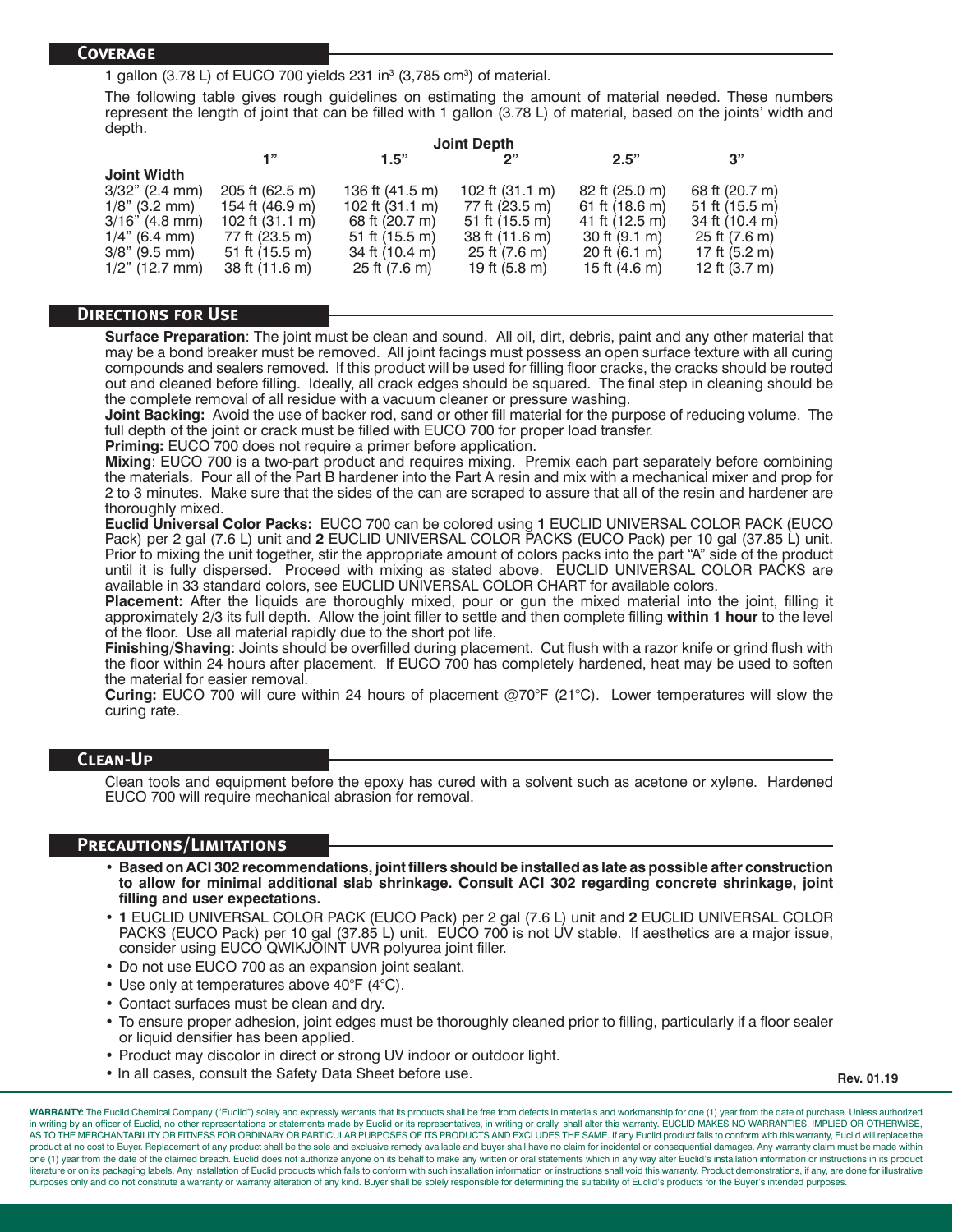## Coverage

1 gallon (3.78 L) of EUCO 700 yields 231 in³ (3,785 cm³) of material.

The following table gives rough guidelines on estimating the amount of material needed. These numbers represent the length of joint that can be filled with 1 gallon (3.78 L) of material, based on the joints' width and depth.

| | Joint Depth | | | | |
|---|---|---|---|---|---|
| **Joint Width** | **1"** | **1.5"** | **2"** | **2.5"** | **3"** |
| 3/32" (2.4 mm) | 205 ft (62.5 m) | 136 ft (41.5 m) | 102 ft (31.1 m) | 82 ft (25.0 m) | 68 ft (20.7 m) |
| 1/8" (3.2 mm) | 154 ft (46.9 m) | 102 ft (31.1 m) | 77 ft (23.5 m) | 61 ft (18.6 m) | 51 ft (15.5 m) |
| 3/16" (4.8 mm) | 102 ft (31.1 m) | 68 ft (20.7 m) | 51 ft (15.5 m) | 41 ft (12.5 m) | 34 ft (10.4 m) |
| 1/4" (6.4 mm) | 77 ft (23.5 m) | 51 ft (15.5 m) | 38 ft (11.6 m) | 30 ft (9.1 m) | 25 ft (7.6 m) |
| 3/8" (9.5 mm) | 51 ft (15.5 m) | 34 ft (10.4 m) | 25 ft (7.6 m) | 20 ft (6.1 m) | 17 ft (5.2 m) |
| 1/2" (12.7 mm) | 38 ft (11.6 m) | 25 ft (7.6 m) | 19 ft (5.8 m) | 15 ft (4.6 m) | 12 ft (3.7 m) |

## Directions for Use

**Surface Preparation**: The joint must be clean and sound. All oil, dirt, debris, paint and any other material that may be a bond breaker must be removed. All joint facings must possess an open surface texture with all curing compounds and sealers removed. If this product will be used for filling floor cracks, the cracks should be routed out and cleaned before filling. Ideally, all crack edges should be squared. The final step in cleaning should be the complete removal of all residue with a vacuum cleaner or pressure washing.

**Joint Backing:** Avoid the use of backer rod, sand or other fill material for the purpose of reducing volume. The full depth of the joint or crack must be filled with EUCO 700 for proper load transfer.

**Priming:** EUCO 700 does not require a primer before application.

**Mixing**: EUCO 700 is a two-part product and requires mixing. Premix each part separately before combining the materials. Pour all of the Part B hardener into the Part A resin and mix with a mechanical mixer and prop for 2 to 3 minutes. Make sure that the sides of the can are scraped to assure that all of the resin and hardener are thoroughly mixed.

**Euclid Universal Color Packs:** EUCO 700 can be colored using **1** EUCLID UNIVERSAL COLOR PACK (EUCO Pack) per 2 gal (7.6 L) unit and **2** EUCLID UNIVERSAL COLOR PACKS (EUCO Pack) per 10 gal (37.85 L) unit. Prior to mixing the unit together, stir the appropriate amount of colors packs into the part "A" side of the product until it is fully dispersed. Proceed with mixing as stated above. EUCLID UNIVERSAL COLOR PACKS are available in 33 standard colors, see EUCLID UNIVERSAL COLOR CHART for available colors.

**Placement:** After the liquids are thoroughly mixed, pour or gun the mixed material into the joint, filling it approximately 2/3 its full depth. Allow the joint filler to settle and then complete filling **within 1 hour** to the level of the floor. Use all material rapidly due to the short pot life.

**Finishing/Shaving**: Joints should be overfilled during placement. Cut flush with a razor knife or grind flush with the floor within 24 hours after placement. If EUCO 700 has completely hardened, heat may be used to soften the material for easier removal.

**Curing:** EUCO 700 will cure within 24 hours of placement @70°F (21°C). Lower temperatures will slow the curing rate.

## Clean-Up

Clean tools and equipment before the epoxy has cured with a solvent such as acetone or xylene. Hardened EUCO 700 will require mechanical abrasion for removal.

## Precautions/Limitations

- **Based on ACI 302 recommendations, joint fillers should be installed as late as possible after construction to allow for minimal additional slab shrinkage. Consult ACI 302 regarding concrete shrinkage, joint filling and user expectations.**
- **1** EUCLID UNIVERSAL COLOR PACK (EUCO Pack) per 2 gal (7.6 L) unit and **2** EUCLID UNIVERSAL COLOR PACKS (EUCO Pack) per 10 gal (37.85 L) unit. EUCO 700 is not UV stable. If aesthetics are a major issue, consider using EUCO QWIKJOINT UVR polyurea joint filler.
- Do not use EUCO 700 as an expansion joint sealant.
- Use only at temperatures above 40°F (4°C).
- Contact surfaces must be clean and dry.
- To ensure proper adhesion, joint edges must be thoroughly cleaned prior to filling, particularly if a floor sealer or liquid densifier has been applied.
- Product may discolor in direct or strong UV indoor or outdoor light.
- In all cases, consult the Safety Data Sheet before use.

Rev. 01.19

**WARRANTY:** The Euclid Chemical Company ("Euclid") solely and expressly warrants that its products shall be free from defects in materials and workmanship for one (1) year from the date of purchase. Unless authorized in writing by an officer of Euclid, no other representations or statements made by Euclid or its representatives, in writing or orally, shall alter this warranty. EUCLID MAKES NO WARRANTIES, IMPLIED OR OTHERWISE, AS TO THE MERCHANTABILITY OR FITNESS FOR ORDINARY OR PARTICULAR PURPOSES OF ITS PRODUCTS AND EXCLUDES THE SAME. If any Euclid product fails to conform with this warranty, Euclid will replace the product at no cost to Buyer. Replacement of any product shall be the sole and exclusive remedy available and buyer shall have no claim for incidental or consequential damages. Any warranty claim must be made within one (1) year from the date of the claimed breach. Euclid does not authorize anyone on its behalf to make any written or oral statements which in any way alter Euclid's installation information or instructions in its product literature or on its packaging labels. Any installation of Euclid products which fails to conform with such installation information or instructions shall void this warranty. Product demonstrations, if any, are done for illustrative purposes only and do not constitute a warranty or warranty alteration of any kind. Buyer shall be solely responsible for determining the suitability of Euclid's products for the Buyer's intended purposes.